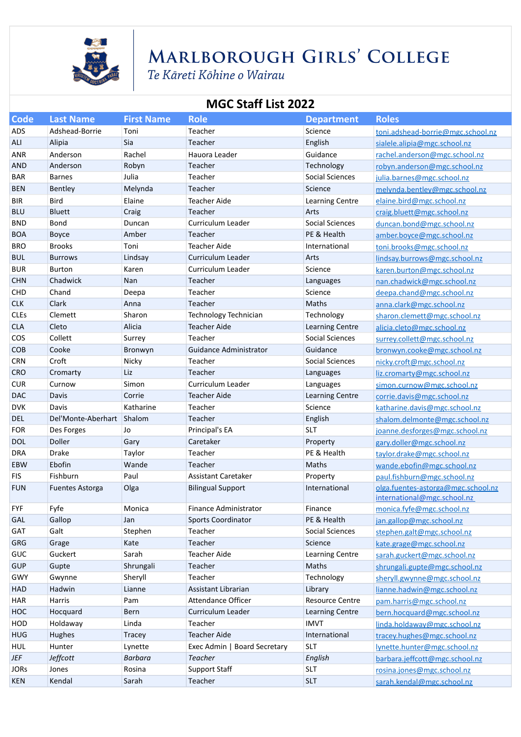# Marlborough Girls' College

*Te Kāreti Kōhine o Wairau*

## MGC Staff List 2022

| Code | Last Name | First Name | Role | Department | Roles |
|---|---|---|---|---|---|
| ADS | Adshead-Borrie | Toni | Teacher | Science | toni.adshead-borrie@mgc.school.nz |
| ALI | Alipia | Sia | Teacher | English | sialele.alipia@mgc.school.nz |
| ANR | Anderson | Rachel | Hauora Leader | Guidance | rachel.anderson@mgc.school.nz |
| AND | Anderson | Robyn | Teacher | Technology | robyn.anderson@mgc.school.nz |
| BAR | Barnes | Julia | Teacher | Social Sciences | julia.barnes@mgc.school.nz |
| BEN | Bentley | Melynda | Teacher | Science | melynda.bentley@mgc.school.nz |
| BIR | Bird | Elaine | Teacher Aide | Learning Centre | elaine.bird@mgc.school.nz |
| BLU | Bluett | Craig | Teacher | Arts | craig.bluett@mgc.school.nz |
| BND | Bond | Duncan | Curriculum Leader | Social Sciences | duncan.bond@mgc.school.nz |
| BOA | Boyce | Amber | Teacher | PE & Health | amber.boyce@mgc.school.nz |
| BRO | Brooks | Toni | Teacher Aide | International | toni.brooks@mgc.school.nz |
| BUL | Burrows | Lindsay | Curriculum Leader | Arts | lindsay.burrows@mgc.school.nz |
| BUR | Burton | Karen | Curriculum Leader | Science | karen.burton@mgc.school.nz |
| CHN | Chadwick | Nan | Teacher | Languages | nan.chadwick@mgc.school.nz |
| CHD | Chand | Deepa | Teacher | Science | deepa.chand@mgc.school.nz |
| CLK | Clark | Anna | Teacher | Maths | anna.clark@mgc.school.nz |
| CLEs | Clemett | Sharon | Technology Technician | Technology | sharon.clemett@mgc.school.nz |
| CLA | Cleto | Alicia | Teacher Aide | Learning Centre | alicia.cleto@mgc.school.nz |
| COS | Collett | Surrey | Teacher | Social Sciences | surrey.collett@mgc.school.nz |
| COB | Cooke | Bronwyn | Guidance Administrator | Guidance | bronwyn.cooke@mgc.school.nz |
| CRN | Croft | Nicky | Teacher | Social Sciences | nicky.croft@mgc.school.nz |
| CRO | Cromarty | Liz | Teacher | Languages | liz.cromarty@mgc.school.nz |
| CUR | Curnow | Simon | Curriculum Leader | Languages | simon.curnow@mgc.school.nz |
| DAC | Davis | Corrie | Teacher Aide | Learning Centre | corrie.davis@mgc.school.nz |
| DVK | Davis | Katharine | Teacher | Science | katharine.davis@mgc.school.nz |
| DEL | Del'Monte-Aberhart | Shalom | Teacher | English | shalom.delmonte@mgc.school.nz |
| FOR | Des Forges | Jo | Principal's EA | SLT | joanne.desforges@mgc.school.nz |
| DOL | Doller | Gary | Caretaker | Property | gary.doller@mgc.school.nz |
| DRA | Drake | Taylor | Teacher | PE & Health | taylor.drake@mgc.school.nz |
| EBW | Ebofin | Wande | Teacher | Maths | wande.ebofin@mgc.school.nz |
| FIS | Fishburn | Paul | Assistant Caretaker | Property | paul.fishburn@mgc.school.nz |
| FUN | Fuentes Astorga | Olga | Bilingual Support | International | olga.fuentes-astorga@mgc.school.nz international@mgc.school.nz |
| FYF | Fyfe | Monica | Finance Administrator | Finance | monica.fyfe@mgc.school.nz |
| GAL | Gallop | Jan | Sports Coordinator | PE & Health | jan.gallop@mgc.school.nz |
| GAT | Galt | Stephen | Teacher | Social Sciences | stephen.galt@mgc.school.nz |
| GRG | Grage | Kate | Teacher | Science | kate.grage@mgc.school.nz |
| GUC | Guckert | Sarah | Teacher Aide | Learning Centre | sarah.guckert@mgc.school.nz |
| GUP | Gupte | Shrungali | Teacher | Maths | shrungali.gupte@mgc.school.nz |
| GWY | Gwynne | Sheryll | Teacher | Technology | sheryll.gwynne@mgc.school.nz |
| HAD | Hadwin | Lianne | Assistant Librarian | Library | lianne.hadwin@mgc.school.nz |
| HAR | Harris | Pam | Attendance Officer | Resource Centre | pam.harris@mgc.school.nz |
| HOC | Hocquard | Bern | Curriculum Leader | Learning Centre | bern.hocquard@mgc.school.nz |
| HOD | Holdaway | Linda | Teacher | IMVT | linda.holdaway@mgc.school.nz |
| HUG | Hughes | Tracey | Teacher Aide | International | tracey.hughes@mgc.school.nz |
| HUL | Hunter | Lynette | Exec Admin \| Board Secretary | SLT | lynette.hunter@mgc.school.nz |
| *JEF* | *Jeffcott* | *Barbara* | *Teacher* | *English* | barbara.jeffcott@mgc.school.nz |
| JORs | Jones | Rosina | Support Staff | SLT | rosina.jones@mgc.school.nz |
| KEN | Kendal | Sarah | Teacher | SLT | sarah.kendal@mgc.school.nz |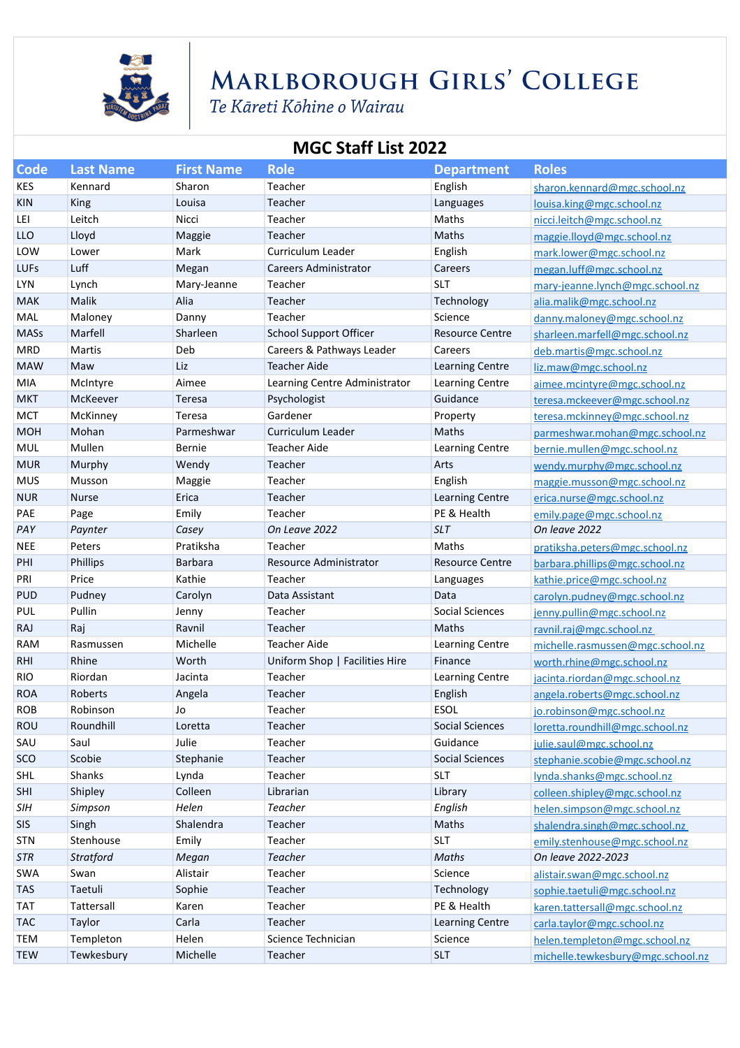# MARLBOROUGH GIRLS' COLLEGE

*Te Kāreti Kōhine o Wairau*

## MGC Staff List 2022

| Code | Last Name | First Name | Role | Department | Roles |
|---|---|---|---|---|---|
| KES | Kennard | Sharon | Teacher | English | sharon.kennard@mgc.school.nz |
| KIN | King | Louisa | Teacher | Languages | louisa.king@mgc.school.nz |
| LEI | Leitch | Nicci | Teacher | Maths | nicci.leitch@mgc.school.nz |
| LLO | Lloyd | Maggie | Teacher | Maths | maggie.lloyd@mgc.school.nz |
| LOW | Lower | Mark | Curriculum Leader | English | mark.lower@mgc.school.nz |
| LUFs | Luff | Megan | Careers Administrator | Careers | megan.luff@mgc.school.nz |
| LYN | Lynch | Mary-Jeanne | Teacher | SLT | mary-jeanne.lynch@mgc.school.nz |
| MAK | Malik | Alia | Teacher | Technology | alia.malik@mgc.school.nz |
| MAL | Maloney | Danny | Teacher | Science | danny.maloney@mgc.school.nz |
| MASs | Marfell | Sharleen | School Support Officer | Resource Centre | sharleen.marfell@mgc.school.nz |
| MRD | Martis | Deb | Careers & Pathways Leader | Careers | deb.martis@mgc.school.nz |
| MAW | Maw | Liz | Teacher Aide | Learning Centre | liz.maw@mgc.school.nz |
| MIA | McIntyre | Aimee | Learning Centre Administrator | Learning Centre | aimee.mcintyre@mgc.school.nz |
| MKT | McKeever | Teresa | Psychologist | Guidance | teresa.mckeever@mgc.school.nz |
| MCT | McKinney | Teresa | Gardener | Property | teresa.mckinney@mgc.school.nz |
| MOH | Mohan | Parmeshwar | Curriculum Leader | Maths | parmeshwar.mohan@mgc.school.nz |
| MUL | Mullen | Bernie | Teacher Aide | Learning Centre | bernie.mullen@mgc.school.nz |
| MUR | Murphy | Wendy | Teacher | Arts | wendy.murphy@mgc.school.nz |
| MUS | Musson | Maggie | Teacher | English | maggie.musson@mgc.school.nz |
| NUR | Nurse | Erica | Teacher | Learning Centre | erica.nurse@mgc.school.nz |
| PAE | Page | Emily | Teacher | PE & Health | emily.page@mgc.school.nz |
| *PAY* | *Paynter* | *Casey* | *On Leave 2022* | *SLT* | *On leave 2022* |
| NEE | Peters | Pratiksha | Teacher | Maths | pratiksha.peters@mgc.school.nz |
| PHI | Phillips | Barbara | Resource Administrator | Resource Centre | barbara.phillips@mgc.school.nz |
| PRI | Price | Kathie | Teacher | Languages | kathie.price@mgc.school.nz |
| PUD | Pudney | Carolyn | Data Assistant | Data | carolyn.pudney@mgc.school.nz |
| PUL | Pullin | Jenny | Teacher | Social Sciences | jenny.pullin@mgc.school.nz |
| RAJ | Raj | Ravnil | Teacher | Maths | ravnil.raj@mgc.school.nz |
| RAM | Rasmussen | Michelle | Teacher Aide | Learning Centre | michelle.rasmussen@mgc.school.nz |
| RHI | Rhine | Worth | Uniform Shop \| Facilities Hire | Finance | worth.rhine@mgc.school.nz |
| RIO | Riordan | Jacinta | Teacher | Learning Centre | jacinta.riordan@mgc.school.nz |
| ROA | Roberts | Angela | Teacher | English | angela.roberts@mgc.school.nz |
| ROB | Robinson | Jo | Teacher | ESOL | jo.robinson@mgc.school.nz |
| ROU | Roundhill | Loretta | Teacher | Social Sciences | loretta.roundhill@mgc.school.nz |
| SAU | Saul | Julie | Teacher | Guidance | julie.saul@mgc.school.nz |
| SCO | Scobie | Stephanie | Teacher | Social Sciences | stephanie.scobie@mgc.school.nz |
| SHL | Shanks | Lynda | Teacher | SLT | lynda.shanks@mgc.school.nz |
| SHI | Shipley | Colleen | Librarian | Library | colleen.shipley@mgc.school.nz |
| *SIH* | *Simpson* | *Helen* | *Teacher* | *English* | helen.simpson@mgc.school.nz |
| SIS | Singh | Shalendra | Teacher | Maths | shalendra.singh@mgc.school.nz |
| STN | Stenhouse | Emily | Teacher | SLT | emily.stenhouse@mgc.school.nz |
| *STR* | *Stratford* | *Megan* | *Teacher* | *Maths* | *On leave 2022-2023* |
| SWA | Swan | Alistair | Teacher | Science | alistair.swan@mgc.school.nz |
| TAS | Taetuli | Sophie | Teacher | Technology | sophie.taetuli@mgc.school.nz |
| TAT | Tattersall | Karen | Teacher | PE & Health | karen.tattersall@mgc.school.nz |
| TAC | Taylor | Carla | Teacher | Learning Centre | carla.taylor@mgc.school.nz |
| TEM | Templeton | Helen | Science Technician | Science | helen.templeton@mgc.school.nz |
| TEW | Tewkesbury | Michelle | Teacher | SLT | michelle.tewkesbury@mgc.school.nz |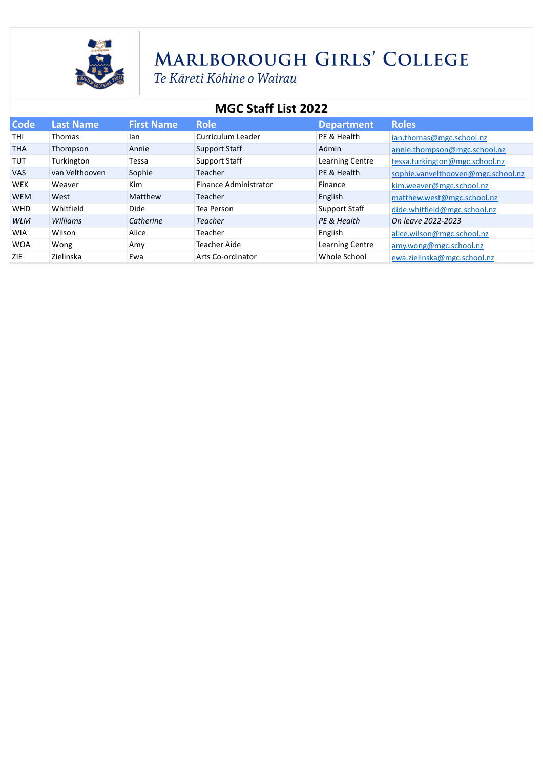# Marlborough Girls' College

*Te Kāreti Kōhine o Wairau*

## MGC Staff List 2022

| Code | Last Name | First Name | Role | Department | Roles |
|---|---|---|---|---|---|
| THI | Thomas | Ian | Curriculum Leader | PE & Health | ian.thomas@mgc.school.nz |
| THA | Thompson | Annie | Support Staff | Admin | annie.thompson@mgc.school.nz |
| TUT | Turkington | Tessa | Support Staff | Learning Centre | tessa.turkington@mgc.school.nz |
| VAS | van Velthooven | Sophie | Teacher | PE & Health | sophie.vanvelthooven@mgc.school.nz |
| WEK | Weaver | Kim | Finance Administrator | Finance | kim.weaver@mgc.school.nz |
| WEM | West | Matthew | Teacher | English | matthew.west@mgc.school.nz |
| WHD | Whitfield | Dide | Tea Person | Support Staff | dide.whitfield@mgc.school.nz |
| *WLM* | *Williams* | *Catherine* | *Teacher* | *PE & Health* | *On leave 2022-2023* |
| WIA | Wilson | Alice | Teacher | English | alice.wilson@mgc.school.nz |
| WOA | Wong | Amy | Teacher Aide | Learning Centre | amy.wong@mgc.school.nz |
| ZIE | Zielinska | Ewa | Arts Co-ordinator | Whole School | ewa.zielinska@mgc.school.nz |